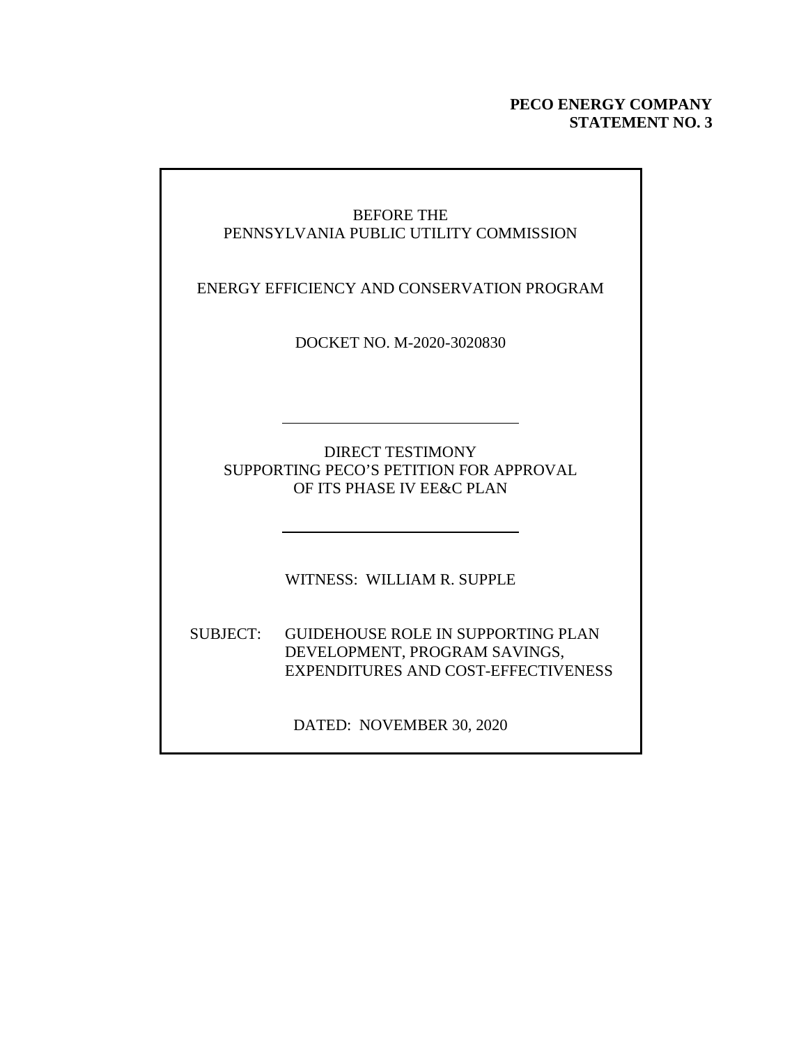**PECO ENERGY COMPANY**
**STATEMENT NO. 3**

BEFORE THE
PENNSYLVANIA PUBLIC UTILITY COMMISSION

ENERGY EFFICIENCY AND CONSERVATION PROGRAM

DOCKET NO. M-2020-3020830

---

DIRECT TESTIMONY
SUPPORTING PECO'S PETITION FOR APPROVAL
OF ITS PHASE IV EE&C PLAN

---

WITNESS: WILLIAM R. SUPPLE

SUBJECT: GUIDEHOUSE ROLE IN SUPPORTING PLAN DEVELOPMENT, PROGRAM SAVINGS, EXPENDITURES AND COST-EFFECTIVENESS

DATED: NOVEMBER 30, 2020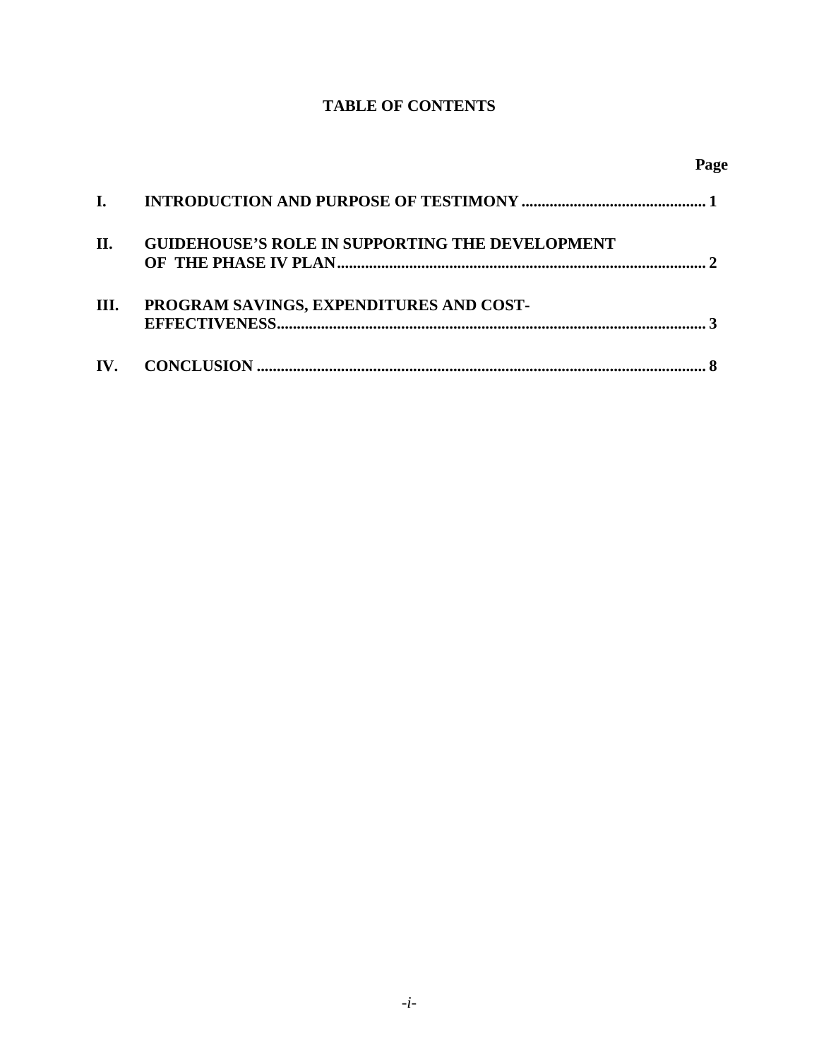**TABLE OF CONTENTS**

| | | Page |
|---|---|---|
| **I.** | **INTRODUCTION AND PURPOSE OF TESTIMONY** | **1** |
| **II.** | **GUIDEHOUSE'S ROLE IN SUPPORTING THE DEVELOPMENT OF THE PHASE IV PLAN** | **2** |
| **III.** | **PROGRAM SAVINGS, EXPENDITURES AND COST-EFFECTIVENESS** | **3** |
| **IV.** | **CONCLUSION** | **8** |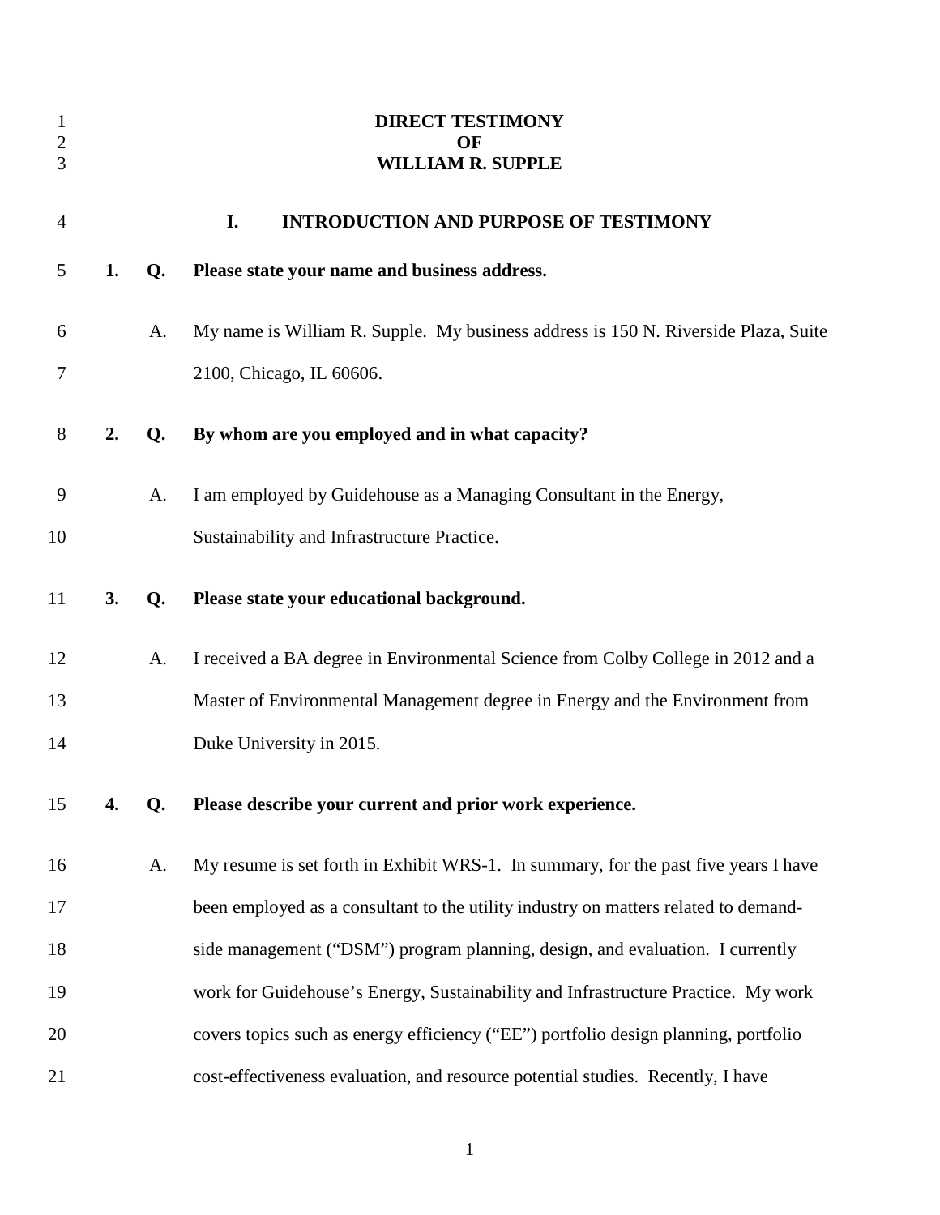# DIRECT TESTIMONY
# OF
# WILLIAM R. SUPPLE

## I. INTRODUCTION AND PURPOSE OF TESTIMONY

**1. Q. Please state your name and business address.**

A. My name is William R. Supple. My business address is 150 N. Riverside Plaza, Suite 2100, Chicago, IL 60606.

**2. Q. By whom are you employed and in what capacity?**

A. I am employed by Guidehouse as a Managing Consultant in the Energy, Sustainability and Infrastructure Practice.

**3. Q. Please state your educational background.**

A. I received a BA degree in Environmental Science from Colby College in 2012 and a Master of Environmental Management degree in Energy and the Environment from Duke University in 2015.

**4. Q. Please describe your current and prior work experience.**

A. My resume is set forth in Exhibit WRS-1. In summary, for the past five years I have been employed as a consultant to the utility industry on matters related to demand-side management ("DSM") program planning, design, and evaluation. I currently work for Guidehouse's Energy, Sustainability and Infrastructure Practice. My work covers topics such as energy efficiency ("EE") portfolio design planning, portfolio cost-effectiveness evaluation, and resource potential studies. Recently, I have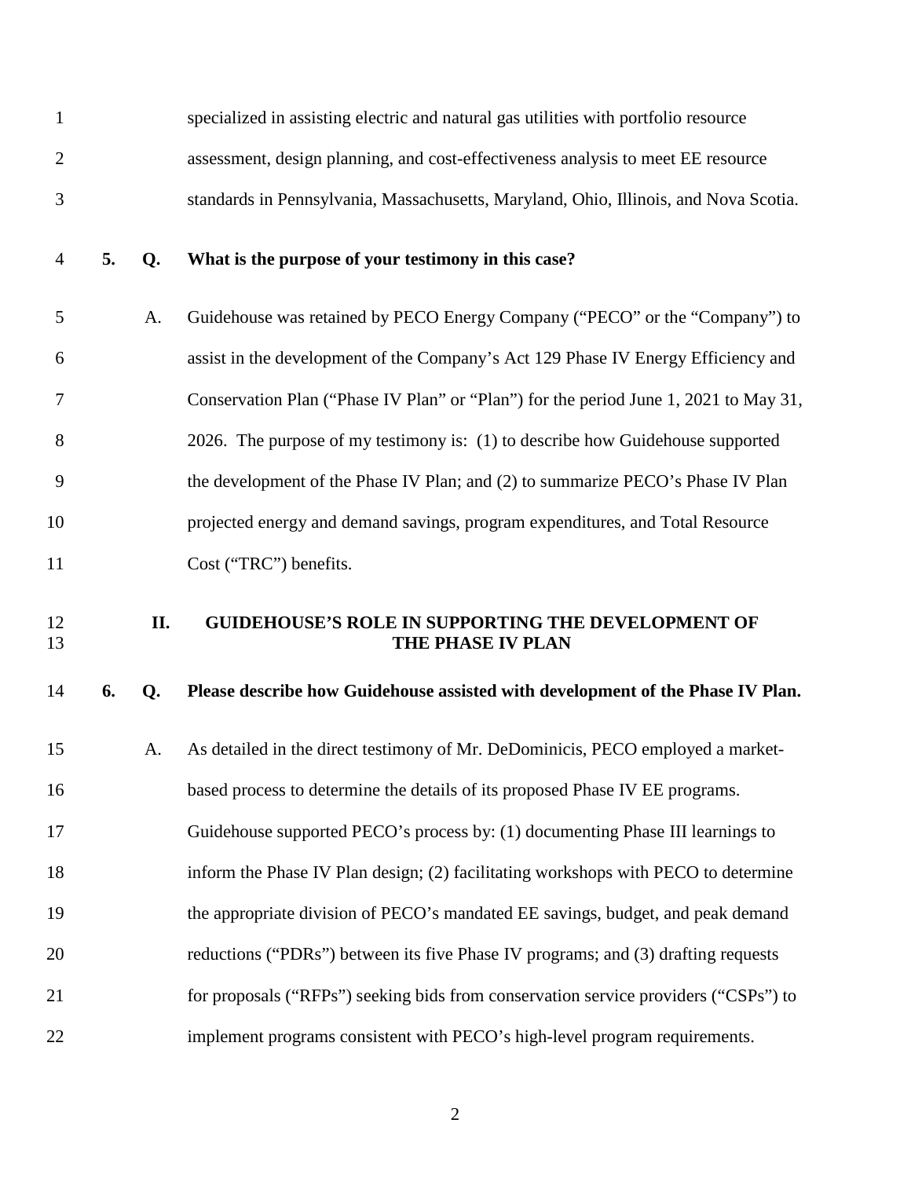specialized in assisting electric and natural gas utilities with portfolio resource assessment, design planning, and cost-effectiveness analysis to meet EE resource standards in Pennsylvania, Massachusetts, Maryland, Ohio, Illinois, and Nova Scotia.

**5. Q. What is the purpose of your testimony in this case?**

A. Guidehouse was retained by PECO Energy Company ("PECO" or the "Company") to assist in the development of the Company's Act 129 Phase IV Energy Efficiency and Conservation Plan ("Phase IV Plan" or "Plan") for the period June 1, 2021 to May 31, 2026. The purpose of my testimony is: (1) to describe how Guidehouse supported the development of the Phase IV Plan; and (2) to summarize PECO's Phase IV Plan projected energy and demand savings, program expenditures, and Total Resource Cost ("TRC") benefits.

## II. GUIDEHOUSE'S ROLE IN SUPPORTING THE DEVELOPMENT OF THE PHASE IV PLAN

**6. Q. Please describe how Guidehouse assisted with development of the Phase IV Plan.**

A. As detailed in the direct testimony of Mr. DeDominicis, PECO employed a market-based process to determine the details of its proposed Phase IV EE programs. Guidehouse supported PECO's process by: (1) documenting Phase III learnings to inform the Phase IV Plan design; (2) facilitating workshops with PECO to determine the appropriate division of PECO's mandated EE savings, budget, and peak demand reductions ("PDRs") between its five Phase IV programs; and (3) drafting requests for proposals ("RFPs") seeking bids from conservation service providers ("CSPs") to implement programs consistent with PECO's high-level program requirements.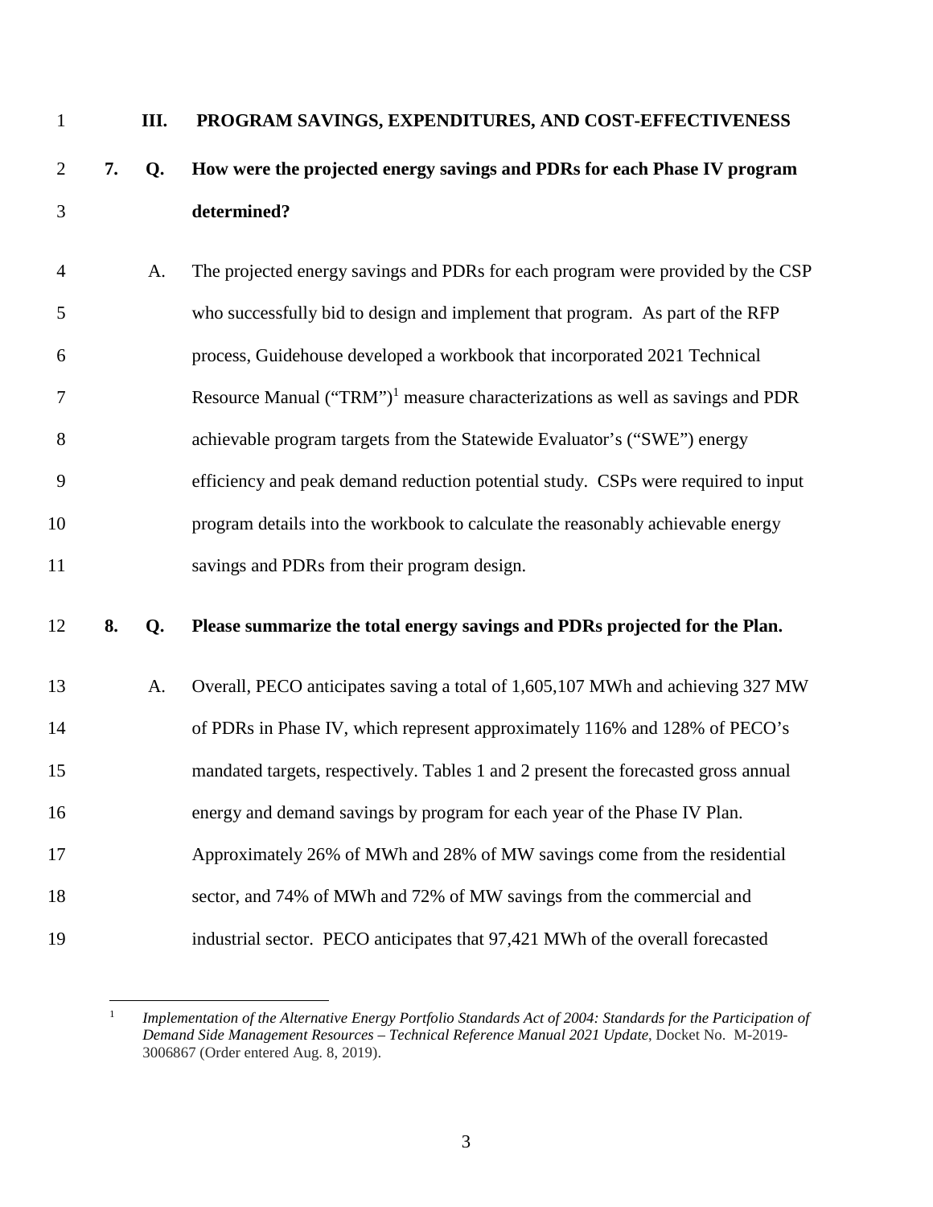## III. PROGRAM SAVINGS, EXPENDITURES, AND COST-EFFECTIVENESS

**7. Q. How were the projected energy savings and PDRs for each Phase IV program determined?**

A. The projected energy savings and PDRs for each program were provided by the CSP who successfully bid to design and implement that program. As part of the RFP process, Guidehouse developed a workbook that incorporated 2021 Technical Resource Manual ("TRM")[1] measure characterizations as well as savings and PDR achievable program targets from the Statewide Evaluator's ("SWE") energy efficiency and peak demand reduction potential study. CSPs were required to input program details into the workbook to calculate the reasonably achievable energy savings and PDRs from their program design.

**8. Q. Please summarize the total energy savings and PDRs projected for the Plan.**

A. Overall, PECO anticipates saving a total of 1,605,107 MWh and achieving 327 MW of PDRs in Phase IV, which represent approximately 116% and 128% of PECO's mandated targets, respectively. Tables 1 and 2 present the forecasted gross annual energy and demand savings by program for each year of the Phase IV Plan. Approximately 26% of MWh and 28% of MW savings come from the residential sector, and 74% of MWh and 72% of MW savings from the commercial and industrial sector. PECO anticipates that 97,421 MWh of the overall forecasted

---

[1] *Implementation of the Alternative Energy Portfolio Standards Act of 2004: Standards for the Participation of Demand Side Management Resources – Technical Reference Manual 2021 Update*, Docket No. M-2019-3006867 (Order entered Aug. 8, 2019).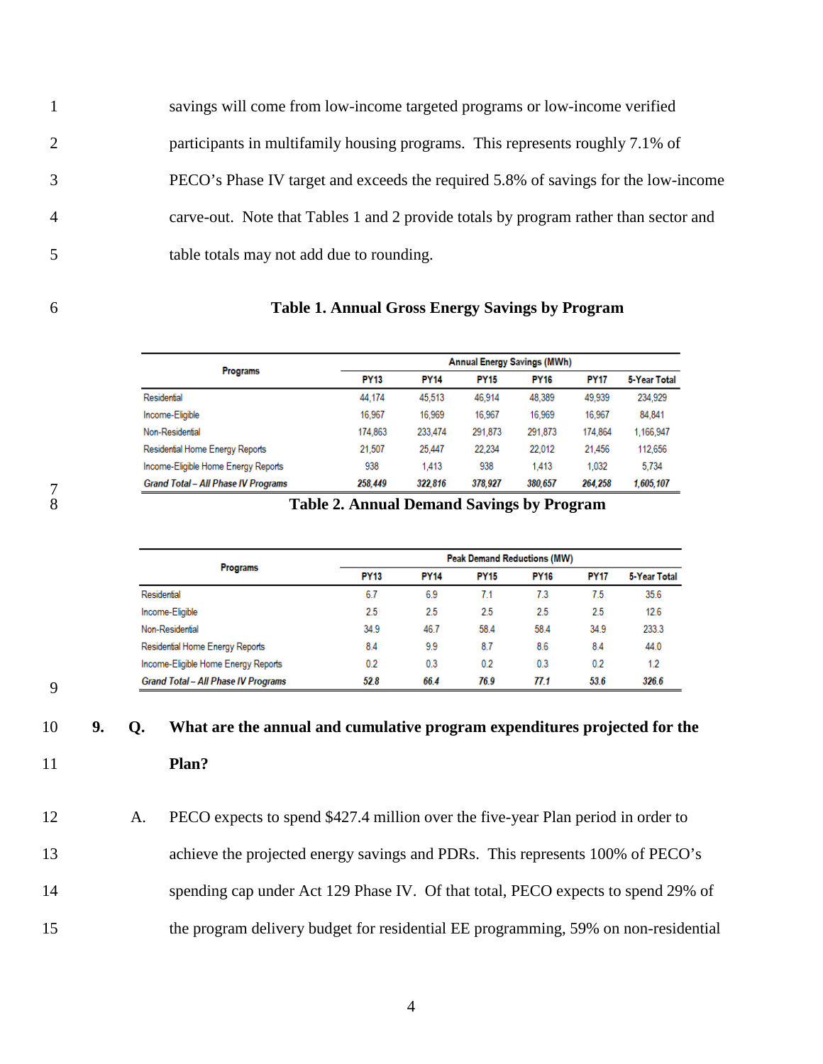savings will come from low-income targeted programs or low-income verified participants in multifamily housing programs. This represents roughly 7.1% of PECO's Phase IV target and exceeds the required 5.8% of savings for the low-income carve-out. Note that Tables 1 and 2 provide totals by program rather than sector and table totals may not add due to rounding.

**Table 1. Annual Gross Energy Savings by Program**

| Programs | Annual Energy Savings (MWh) | | | | | |
|---|---|---|---|---|---|---|
| | PY13 | PY14 | PY15 | PY16 | PY17 | 5-Year Total |
| Residential | 44,174 | 45,513 | 46,914 | 48,389 | 49,939 | 234,929 |
| Income-Eligible | 16,967 | 16,969 | 16,967 | 16,969 | 16,967 | 84,841 |
| Non-Residential | 174,863 | 233,474 | 291,873 | 291,873 | 174,864 | 1,166,947 |
| Residential Home Energy Reports | 21,507 | 25,447 | 22,234 | 22,012 | 21,456 | 112,656 |
| Income-Eligible Home Energy Reports | 938 | 1,413 | 938 | 1,413 | 1,032 | 5,734 |
| ***Grand Total – All Phase IV Programs*** | ***258,449*** | ***322,816*** | ***378,927*** | ***380,657*** | ***264,258*** | ***1,605,107*** |

**Table 2. Annual Demand Savings by Program**

| Programs | Peak Demand Reductions (MW) | | | | | |
|---|---|---|---|---|---|---|
| | PY13 | PY14 | PY15 | PY16 | PY17 | 5-Year Total |
| Residential | 6.7 | 6.9 | 7.1 | 7.3 | 7.5 | 35.6 |
| Income-Eligible | 2.5 | 2.5 | 2.5 | 2.5 | 2.5 | 12.6 |
| Non-Residential | 34.9 | 46.7 | 58.4 | 58.4 | 34.9 | 233.3 |
| Residential Home Energy Reports | 8.4 | 9.9 | 8.7 | 8.6 | 8.4 | 44.0 |
| Income-Eligible Home Energy Reports | 0.2 | 0.3 | 0.2 | 0.3 | 0.2 | 1.2 |
| ***Grand Total – All Phase IV Programs*** | ***52.8*** | ***66.4*** | ***76.9*** | ***77.1*** | ***53.6*** | ***326.6*** |

**9. Q. What are the annual and cumulative program expenditures projected for the Plan?**

A. PECO expects to spend $427.4 million over the five-year Plan period in order to achieve the projected energy savings and PDRs. This represents 100% of PECO's spending cap under Act 129 Phase IV. Of that total, PECO expects to spend 29% of the program delivery budget for residential EE programming, 59% on non-residential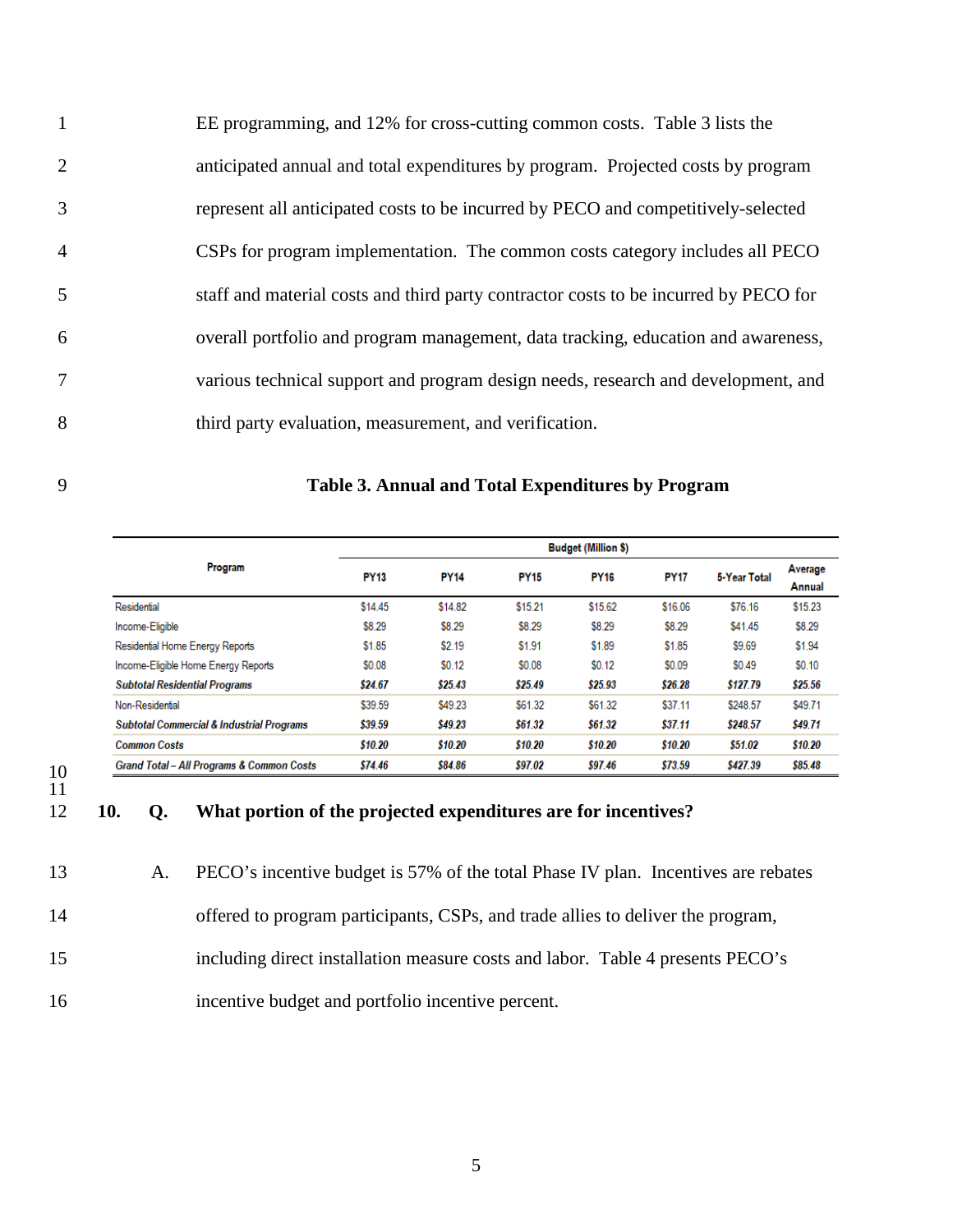EE programming, and 12% for cross-cutting common costs. Table 3 lists the anticipated annual and total expenditures by program. Projected costs by program represent all anticipated costs to be incurred by PECO and competitively-selected CSPs for program implementation. The common costs category includes all PECO staff and material costs and third party contractor costs to be incurred by PECO for overall portfolio and program management, data tracking, education and awareness, various technical support and program design needs, research and development, and third party evaluation, measurement, and verification.

**Table 3. Annual and Total Expenditures by Program**

| Program | Budget (Million $) | | | | | | |
|---|---|---|---|---|---|---|---|
| | PY13 | PY14 | PY15 | PY16 | PY17 | 5-Year Total | Average Annual |
| Residential | $14.45 | $14.82 | $15.21 | $15.62 | $16.06 | $76.16 | $15.23 |
| Income-Eligible | $8.29 | $8.29 | $8.29 | $8.29 | $8.29 | $41.45 | $8.29 |
| Residential Home Energy Reports | $1.85 | $2.19 | $1.91 | $1.89 | $1.85 | $9.69 | $1.94 |
| Income-Eligible Home Energy Reports | $0.08 | $0.12 | $0.08 | $0.12 | $0.09 | $0.49 | $0.10 |
| ***Subtotal Residential Programs*** | ***$24.67*** | ***$25.43*** | ***$25.49*** | ***$25.93*** | ***$26.28*** | ***$127.79*** | ***$25.56*** |
| Non-Residential | $39.59 | $49.23 | $61.32 | $61.32 | $37.11 | $248.57 | $49.71 |
| ***Subtotal Commercial & Industrial Programs*** | ***$39.59*** | ***$49.23*** | ***$61.32*** | ***$61.32*** | ***$37.11*** | ***$248.57*** | ***$49.71*** |
| ***Common Costs*** | ***$10.20*** | ***$10.20*** | ***$10.20*** | ***$10.20*** | ***$10.20*** | ***$51.02*** | ***$10.20*** |
| ***Grand Total – All Programs & Common Costs*** | ***$74.46*** | ***$84.86*** | ***$97.02*** | ***$97.46*** | ***$73.59*** | ***$427.39*** | ***$85.48*** |

**10. Q. What portion of the projected expenditures are for incentives?**

A. PECO's incentive budget is 57% of the total Phase IV plan. Incentives are rebates offered to program participants, CSPs, and trade allies to deliver the program, including direct installation measure costs and labor. Table 4 presents PECO's incentive budget and portfolio incentive percent.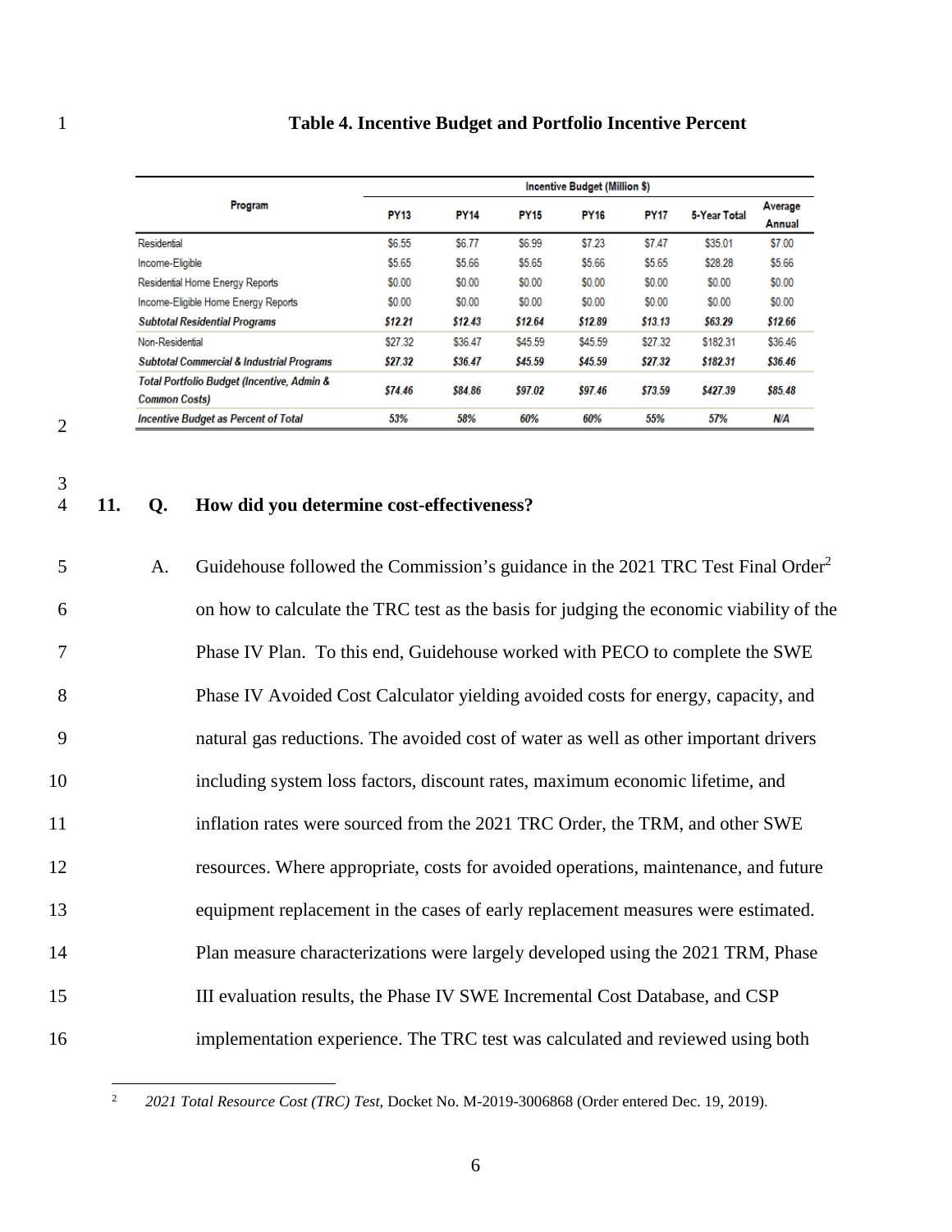**Table 4. Incentive Budget and Portfolio Incentive Percent**

| Program | Incentive Budget (Million $) | | | | | | |
|---|---|---|---|---|---|---|---|
| | PY13 | PY14 | PY15 | PY16 | PY17 | 5-Year Total | Average Annual |
| Residential | $6.55 | $6.77 | $6.99 | $7.23 | $7.47 | $35.01 | $7.00 |
| Income-Eligible | $5.65 | $5.66 | $5.65 | $5.66 | $5.65 | $28.28 | $5.66 |
| Residential Home Energy Reports | $0.00 | $0.00 | $0.00 | $0.00 | $0.00 | $0.00 | $0.00 |
| Income-Eligible Home Energy Reports | $0.00 | $0.00 | $0.00 | $0.00 | $0.00 | $0.00 | $0.00 |
| ***Subtotal Residential Programs*** | ***$12.21*** | ***$12.43*** | ***$12.64*** | ***$12.89*** | ***$13.13*** | ***$63.29*** | ***$12.66*** |
| Non-Residential | $27.32 | $36.47 | $45.59 | $45.59 | $27.32 | $182.31 | $36.46 |
| ***Subtotal Commercial & Industrial Programs*** | ***$27.32*** | ***$36.47*** | ***$45.59*** | ***$45.59*** | ***$27.32*** | ***$182.31*** | ***$36.46*** |
| ***Total Portfolio Budget (Incentive, Admin & Common Costs)*** | ***$74.46*** | ***$84.86*** | ***$97.02*** | ***$97.46*** | ***$73.59*** | ***$427.39*** | ***$85.48*** |
| ***Incentive Budget as Percent of Total*** | ***53%*** | ***58%*** | ***60%*** | ***60%*** | ***55%*** | ***57%*** | ***N/A*** |

**11. Q. How did you determine cost-effectiveness?**

A. Guidehouse followed the Commission's guidance in the 2021 TRC Test Final Order[2] on how to calculate the TRC test as the basis for judging the economic viability of the Phase IV Plan. To this end, Guidehouse worked with PECO to complete the SWE Phase IV Avoided Cost Calculator yielding avoided costs for energy, capacity, and natural gas reductions. The avoided cost of water as well as other important drivers including system loss factors, discount rates, maximum economic lifetime, and inflation rates were sourced from the 2021 TRC Order, the TRM, and other SWE resources. Where appropriate, costs for avoided operations, maintenance, and future equipment replacement in the cases of early replacement measures were estimated. Plan measure characterizations were largely developed using the 2021 TRM, Phase III evaluation results, the Phase IV SWE Incremental Cost Database, and CSP implementation experience. The TRC test was calculated and reviewed using both

[2] *2021 Total Resource Cost (TRC) Test*, Docket No. M-2019-3006868 (Order entered Dec. 19, 2019).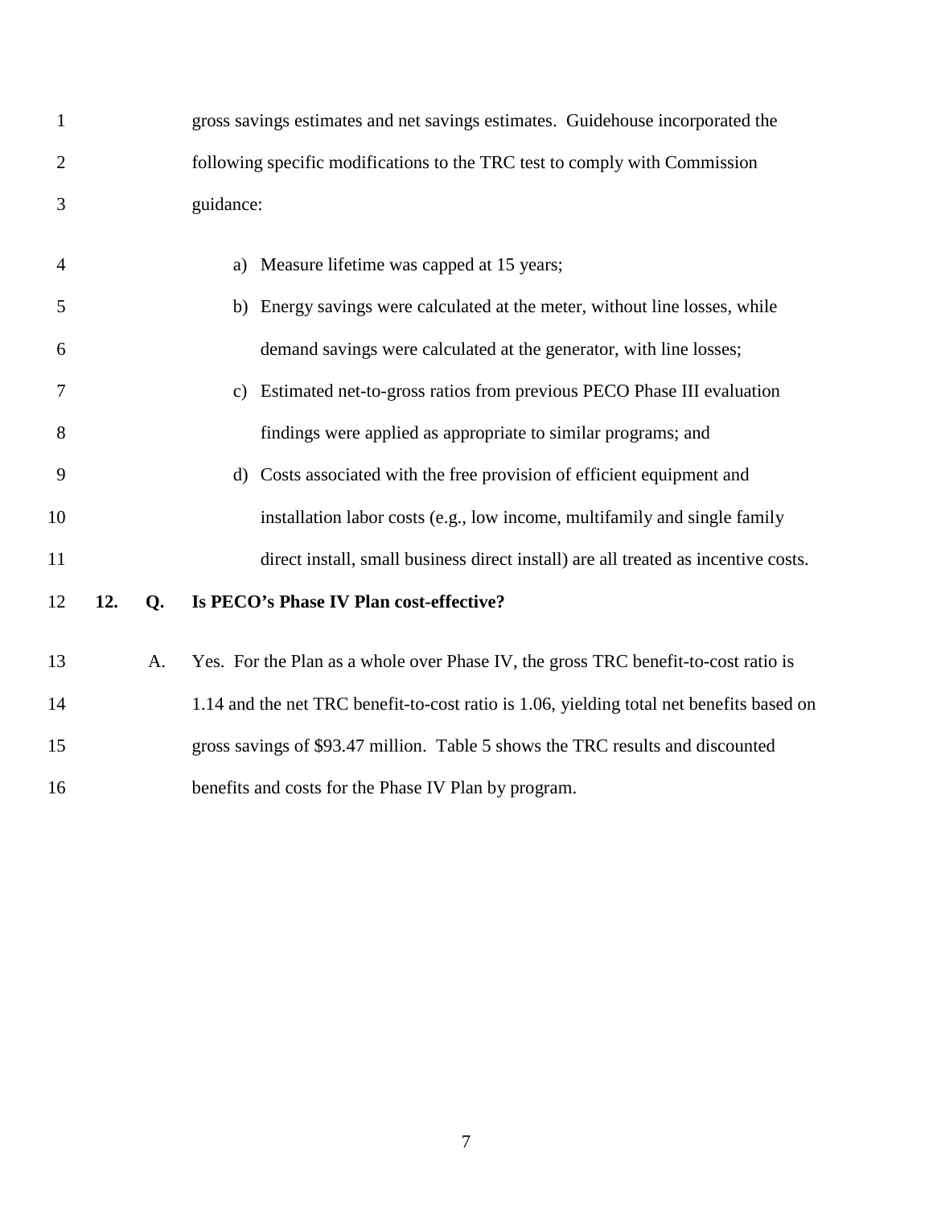gross savings estimates and net savings estimates. Guidehouse incorporated the following specific modifications to the TRC test to comply with Commission guidance:

a) Measure lifetime was capped at 15 years;
b) Energy savings were calculated at the meter, without line losses, while demand savings were calculated at the generator, with line losses;
c) Estimated net-to-gross ratios from previous PECO Phase III evaluation findings were applied as appropriate to similar programs; and
d) Costs associated with the free provision of efficient equipment and installation labor costs (e.g., low income, multifamily and single family direct install, small business direct install) are all treated as incentive costs.

**12. Q. Is PECO's Phase IV Plan cost-effective?**

A. Yes. For the Plan as a whole over Phase IV, the gross TRC benefit-to-cost ratio is 1.14 and the net TRC benefit-to-cost ratio is 1.06, yielding total net benefits based on gross savings of $93.47 million. Table 5 shows the TRC results and discounted benefits and costs for the Phase IV Plan by program.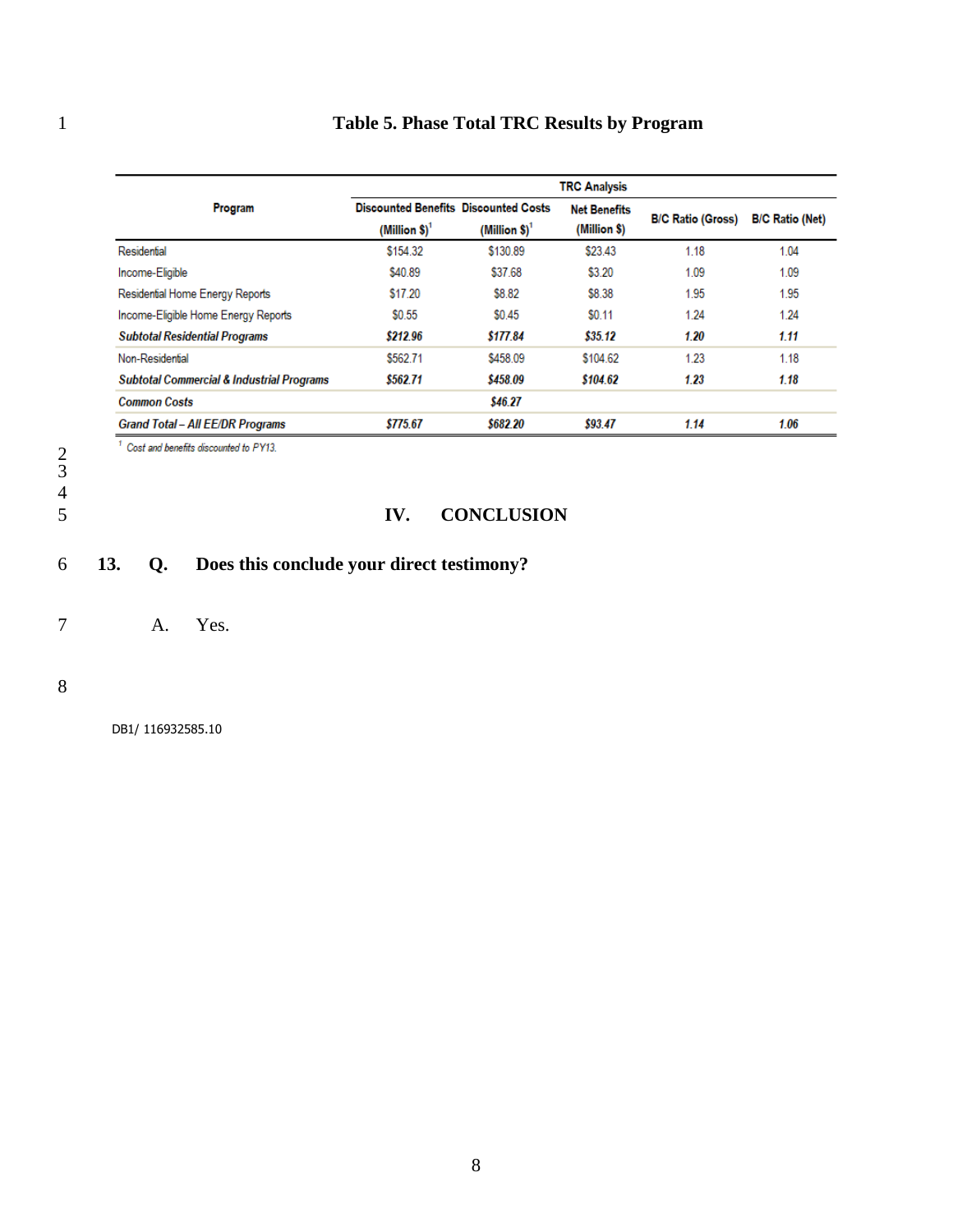**Table 5. Phase Total TRC Results by Program**

| Program | TRC Analysis | | | | |
|---|---|---|---|---|---|
| | Discounted Benefits (Million $)[1] | Discounted Costs (Million $)[1] | Net Benefits (Million $) | B/C Ratio (Gross) | B/C Ratio (Net) |
| Residential | $154.32 | $130.89 | $23.43 | 1.18 | 1.04 |
| Income-Eligible | $40.89 | $37.68 | $3.20 | 1.09 | 1.09 |
| Residential Home Energy Reports | $17.20 | $8.82 | $8.38 | 1.95 | 1.95 |
| Income-Eligible Home Energy Reports | $0.55 | $0.45 | $0.11 | 1.24 | 1.24 |
| ***Subtotal Residential Programs*** | ***$212.96*** | ***$177.84*** | ***$35.12*** | ***1.20*** | ***1.11*** |
| Non-Residential | $562.71 | $458.09 | $104.62 | 1.23 | 1.18 |
| ***Subtotal Commercial & Industrial Programs*** | ***$562.71*** | ***$458.09*** | ***$104.62*** | ***1.23*** | ***1.18*** |
| ***Common Costs*** | | ***$46.27*** | | | |
| ***Grand Total – All EE/DR Programs*** | ***$775.67*** | ***$682.20*** | ***$93.47*** | ***1.14*** | ***1.06*** |

[1] *Cost and benefits discounted to PY13.*

## IV. CONCLUSION

**13. Q. Does this conclude your direct testimony?**

A. Yes.

DB1/ 116932585.10